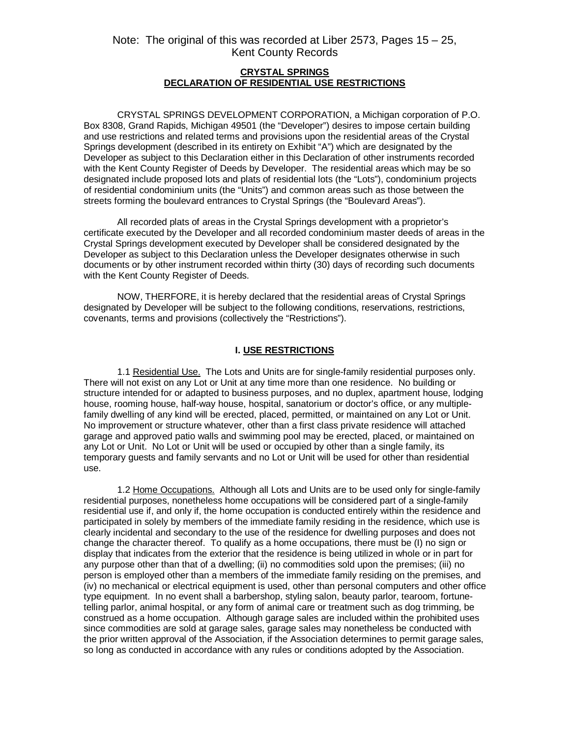Note: The original of this was recorded at Liber 2573, Pages 15 – 25, Kent County Records

# CRYSTAL SPRINGS
## DECLARATION OF RESIDENTIAL USE RESTRICTIONS

CRYSTAL SPRINGS DEVELOPMENT CORPORATION, a Michigan corporation of P.O. Box 8308, Grand Rapids, Michigan 49501 (the "Developer") desires to impose certain building and use restrictions and related terms and provisions upon the residential areas of the Crystal Springs development (described in its entirety on Exhibit "A") which are designated by the Developer as subject to this Declaration either in this Declaration of other instruments recorded with the Kent County Register of Deeds by Developer. The residential areas which may be so designated include proposed lots and plats of residential lots (the "Lots"), condominium projects of residential condominium units (the "Units") and common areas such as those between the streets forming the boulevard entrances to Crystal Springs (the "Boulevard Areas").

All recorded plats of areas in the Crystal Springs development with a proprietor's certificate executed by the Developer and all recorded condominium master deeds of areas in the Crystal Springs development executed by Developer shall be considered designated by the Developer as subject to this Declaration unless the Developer designates otherwise in such documents or by other instrument recorded within thirty (30) days of recording such documents with the Kent County Register of Deeds.

NOW, THERFORE, it is hereby declared that the residential areas of Crystal Springs designated by Developer will be subject to the following conditions, reservations, restrictions, covenants, terms and provisions (collectively the "Restrictions").

## I. USE RESTRICTIONS

1.1 Residential Use. The Lots and Units are for single-family residential purposes only. There will not exist on any Lot or Unit at any time more than one residence. No building or structure intended for or adapted to business purposes, and no duplex, apartment house, lodging house, rooming house, half-way house, hospital, sanatorium or doctor's office, or any multiple-family dwelling of any kind will be erected, placed, permitted, or maintained on any Lot or Unit. No improvement or structure whatever, other than a first class private residence will attached garage and approved patio walls and swimming pool may be erected, placed, or maintained on any Lot or Unit. No Lot or Unit will be used or occupied by other than a single family, its temporary guests and family servants and no Lot or Unit will be used for other than residential use.

1.2 Home Occupations. Although all Lots and Units are to be used only for single-family residential purposes, nonetheless home occupations will be considered part of a single-family residential use if, and only if, the home occupation is conducted entirely within the residence and participated in solely by members of the immediate family residing in the residence, which use is clearly incidental and secondary to the use of the residence for dwelling purposes and does not change the character thereof. To qualify as a home occupations, there must be (I) no sign or display that indicates from the exterior that the residence is being utilized in whole or in part for any purpose other than that of a dwelling; (ii) no commodities sold upon the premises; (iii) no person is employed other than a members of the immediate family residing on the premises, and (iv) no mechanical or electrical equipment is used, other than personal computers and other office type equipment. In no event shall a barbershop, styling salon, beauty parlor, tearoom, fortune-telling parlor, animal hospital, or any form of animal care or treatment such as dog trimming, be construed as a home occupation. Although garage sales are included within the prohibited uses since commodities are sold at garage sales, garage sales may nonetheless be conducted with the prior written approval of the Association, if the Association determines to permit garage sales, so long as conducted in accordance with any rules or conditions adopted by the Association.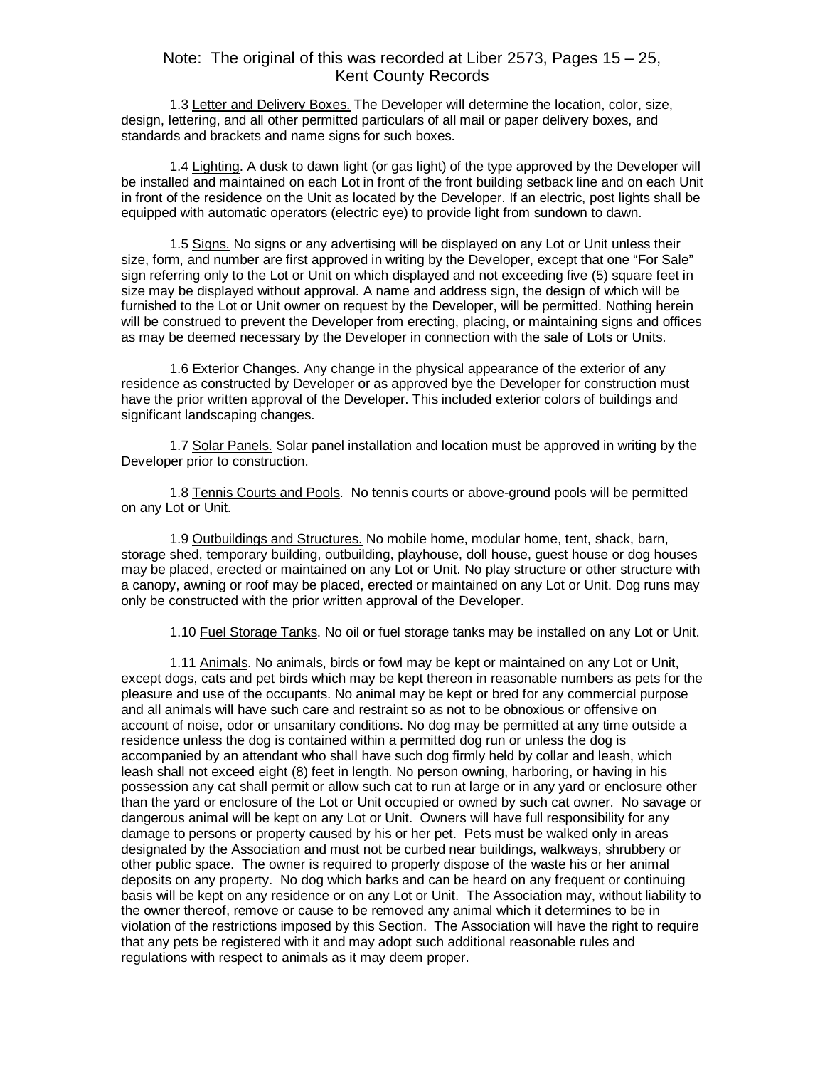Note: The original of this was recorded at Liber 2573, Pages 15 – 25, Kent County Records

1.3 Letter and Delivery Boxes. The Developer will determine the location, color, size, design, lettering, and all other permitted particulars of all mail or paper delivery boxes, and standards and brackets and name signs for such boxes.

1.4 Lighting. A dusk to dawn light (or gas light) of the type approved by the Developer will be installed and maintained on each Lot in front of the front building setback line and on each Unit in front of the residence on the Unit as located by the Developer. If an electric, post lights shall be equipped with automatic operators (electric eye) to provide light from sundown to dawn.

1.5 Signs. No signs or any advertising will be displayed on any Lot or Unit unless their size, form, and number are first approved in writing by the Developer, except that one "For Sale" sign referring only to the Lot or Unit on which displayed and not exceeding five (5) square feet in size may be displayed without approval. A name and address sign, the design of which will be furnished to the Lot or Unit owner on request by the Developer, will be permitted. Nothing herein will be construed to prevent the Developer from erecting, placing, or maintaining signs and offices as may be deemed necessary by the Developer in connection with the sale of Lots or Units.

1.6 Exterior Changes. Any change in the physical appearance of the exterior of any residence as constructed by Developer or as approved bye the Developer for construction must have the prior written approval of the Developer. This included exterior colors of buildings and significant landscaping changes.

1.7 Solar Panels. Solar panel installation and location must be approved in writing by the Developer prior to construction.

1.8 Tennis Courts and Pools. No tennis courts or above-ground pools will be permitted on any Lot or Unit.

1.9 Outbuildings and Structures. No mobile home, modular home, tent, shack, barn, storage shed, temporary building, outbuilding, playhouse, doll house, guest house or dog houses may be placed, erected or maintained on any Lot or Unit. No play structure or other structure with a canopy, awning or roof may be placed, erected or maintained on any Lot or Unit. Dog runs may only be constructed with the prior written approval of the Developer.

1.10 Fuel Storage Tanks. No oil or fuel storage tanks may be installed on any Lot or Unit.

1.11 Animals. No animals, birds or fowl may be kept or maintained on any Lot or Unit, except dogs, cats and pet birds which may be kept thereon in reasonable numbers as pets for the pleasure and use of the occupants. No animal may be kept or bred for any commercial purpose and all animals will have such care and restraint so as not to be obnoxious or offensive on account of noise, odor or unsanitary conditions. No dog may be permitted at any time outside a residence unless the dog is contained within a permitted dog run or unless the dog is accompanied by an attendant who shall have such dog firmly held by collar and leash, which leash shall not exceed eight (8) feet in length. No person owning, harboring, or having in his possession any cat shall permit or allow such cat to run at large or in any yard or enclosure other than the yard or enclosure of the Lot or Unit occupied or owned by such cat owner. No savage or dangerous animal will be kept on any Lot or Unit. Owners will have full responsibility for any damage to persons or property caused by his or her pet. Pets must be walked only in areas designated by the Association and must not be curbed near buildings, walkways, shrubbery or other public space. The owner is required to properly dispose of the waste his or her animal deposits on any property. No dog which barks and can be heard on any frequent or continuing basis will be kept on any residence or on any Lot or Unit. The Association may, without liability to the owner thereof, remove or cause to be removed any animal which it determines to be in violation of the restrictions imposed by this Section. The Association will have the right to require that any pets be registered with it and may adopt such additional reasonable rules and regulations with respect to animals as it may deem proper.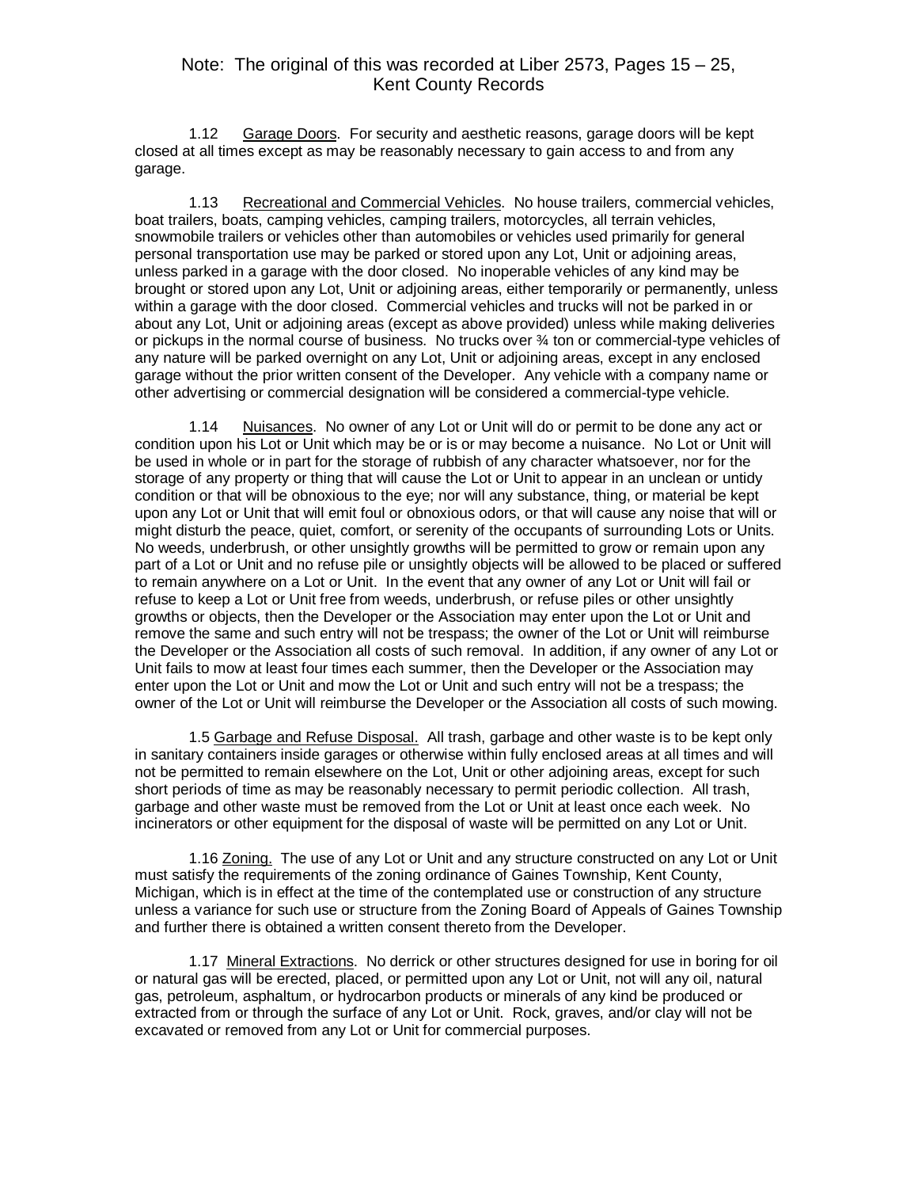Note: The original of this was recorded at Liber 2573, Pages 15 – 25, Kent County Records

1.12 Garage Doors. For security and aesthetic reasons, garage doors will be kept closed at all times except as may be reasonably necessary to gain access to and from any garage.

1.13 Recreational and Commercial Vehicles. No house trailers, commercial vehicles, boat trailers, boats, camping vehicles, camping trailers, motorcycles, all terrain vehicles, snowmobile trailers or vehicles other than automobiles or vehicles used primarily for general personal transportation use may be parked or stored upon any Lot, Unit or adjoining areas, unless parked in a garage with the door closed. No inoperable vehicles of any kind may be brought or stored upon any Lot, Unit or adjoining areas, either temporarily or permanently, unless within a garage with the door closed. Commercial vehicles and trucks will not be parked in or about any Lot, Unit or adjoining areas (except as above provided) unless while making deliveries or pickups in the normal course of business. No trucks over ¾ ton or commercial-type vehicles of any nature will be parked overnight on any Lot, Unit or adjoining areas, except in any enclosed garage without the prior written consent of the Developer. Any vehicle with a company name or other advertising or commercial designation will be considered a commercial-type vehicle.

1.14 Nuisances. No owner of any Lot or Unit will do or permit to be done any act or condition upon his Lot or Unit which may be or is or may become a nuisance. No Lot or Unit will be used in whole or in part for the storage of rubbish of any character whatsoever, nor for the storage of any property or thing that will cause the Lot or Unit to appear in an unclean or untidy condition or that will be obnoxious to the eye; nor will any substance, thing, or material be kept upon any Lot or Unit that will emit foul or obnoxious odors, or that will cause any noise that will or might disturb the peace, quiet, comfort, or serenity of the occupants of surrounding Lots or Units. No weeds, underbrush, or other unsightly growths will be permitted to grow or remain upon any part of a Lot or Unit and no refuse pile or unsightly objects will be allowed to be placed or suffered to remain anywhere on a Lot or Unit. In the event that any owner of any Lot or Unit will fail or refuse to keep a Lot or Unit free from weeds, underbrush, or refuse piles or other unsightly growths or objects, then the Developer or the Association may enter upon the Lot or Unit and remove the same and such entry will not be trespass; the owner of the Lot or Unit will reimburse the Developer or the Association all costs of such removal. In addition, if any owner of any Lot or Unit fails to mow at least four times each summer, then the Developer or the Association may enter upon the Lot or Unit and mow the Lot or Unit and such entry will not be a trespass; the owner of the Lot or Unit will reimburse the Developer or the Association all costs of such mowing.

1.5 Garbage and Refuse Disposal. All trash, garbage and other waste is to be kept only in sanitary containers inside garages or otherwise within fully enclosed areas at all times and will not be permitted to remain elsewhere on the Lot, Unit or other adjoining areas, except for such short periods of time as may be reasonably necessary to permit periodic collection. All trash, garbage and other waste must be removed from the Lot or Unit at least once each week. No incinerators or other equipment for the disposal of waste will be permitted on any Lot or Unit.

1.16 Zoning. The use of any Lot or Unit and any structure constructed on any Lot or Unit must satisfy the requirements of the zoning ordinance of Gaines Township, Kent County, Michigan, which is in effect at the time of the contemplated use or construction of any structure unless a variance for such use or structure from the Zoning Board of Appeals of Gaines Township and further there is obtained a written consent thereto from the Developer.

1.17 Mineral Extractions. No derrick or other structures designed for use in boring for oil or natural gas will be erected, placed, or permitted upon any Lot or Unit, not will any oil, natural gas, petroleum, asphaltum, or hydrocarbon products or minerals of any kind be produced or extracted from or through the surface of any Lot or Unit. Rock, graves, and/or clay will not be excavated or removed from any Lot or Unit for commercial purposes.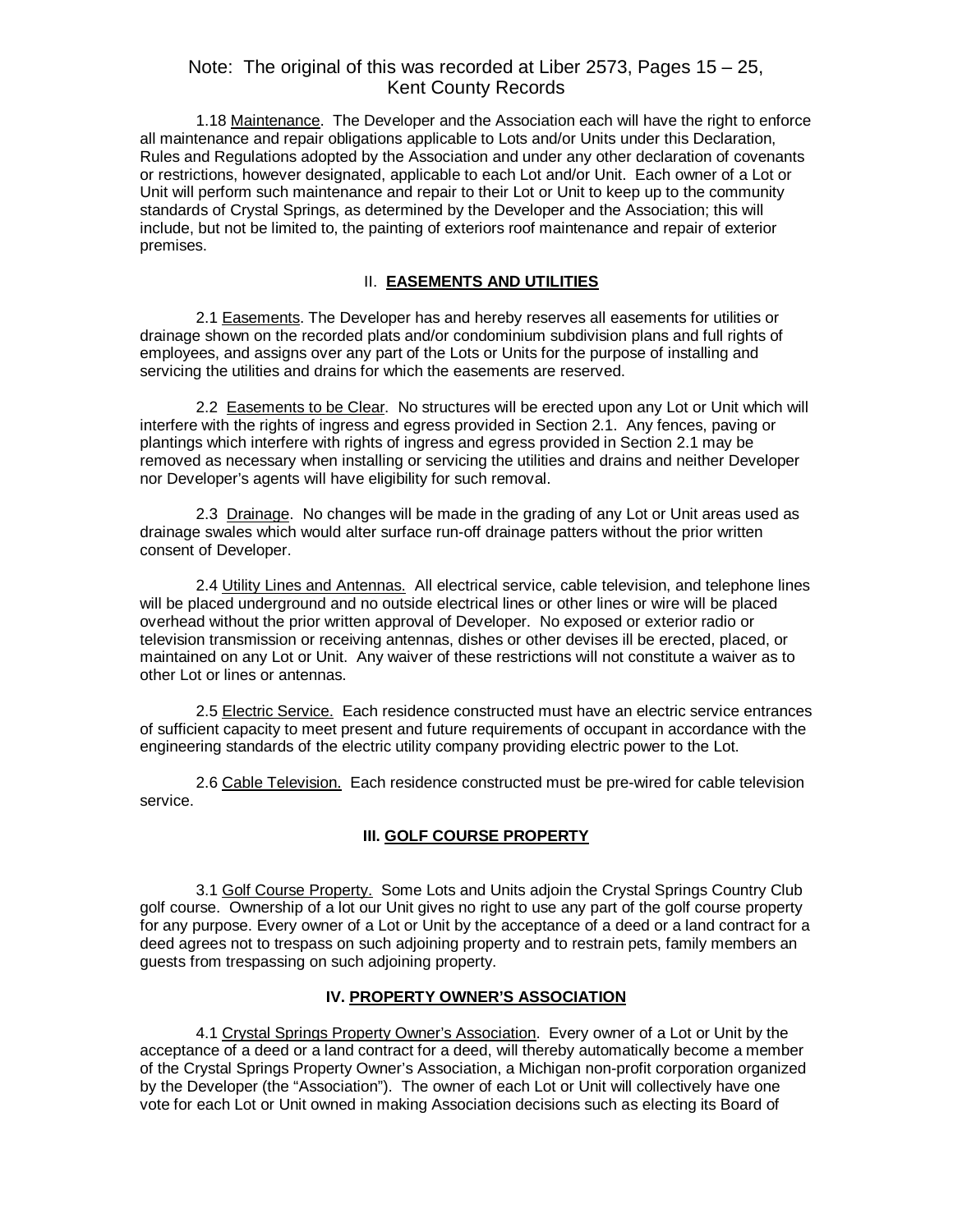Note: The original of this was recorded at Liber 2573, Pages 15 – 25, Kent County Records

1.18 Maintenance. The Developer and the Association each will have the right to enforce all maintenance and repair obligations applicable to Lots and/or Units under this Declaration, Rules and Regulations adopted by the Association and under any other declaration of covenants or restrictions, however designated, applicable to each Lot and/or Unit. Each owner of a Lot or Unit will perform such maintenance and repair to their Lot or Unit to keep up to the community standards of Crystal Springs, as determined by the Developer and the Association; this will include, but not be limited to, the painting of exteriors roof maintenance and repair of exterior premises.

## II. EASEMENTS AND UTILITIES

2.1 Easements. The Developer has and hereby reserves all easements for utilities or drainage shown on the recorded plats and/or condominium subdivision plans and full rights of employees, and assigns over any part of the Lots or Units for the purpose of installing and servicing the utilities and drains for which the easements are reserved.

2.2 Easements to be Clear. No structures will be erected upon any Lot or Unit which will interfere with the rights of ingress and egress provided in Section 2.1. Any fences, paving or plantings which interfere with rights of ingress and egress provided in Section 2.1 may be removed as necessary when installing or servicing the utilities and drains and neither Developer nor Developer's agents will have eligibility for such removal.

2.3 Drainage. No changes will be made in the grading of any Lot or Unit areas used as drainage swales which would alter surface run-off drainage patters without the prior written consent of Developer.

2.4 Utility Lines and Antennas. All electrical service, cable television, and telephone lines will be placed underground and no outside electrical lines or other lines or wire will be placed overhead without the prior written approval of Developer. No exposed or exterior radio or television transmission or receiving antennas, dishes or other devises ill be erected, placed, or maintained on any Lot or Unit. Any waiver of these restrictions will not constitute a waiver as to other Lot or lines or antennas.

2.5 Electric Service. Each residence constructed must have an electric service entrances of sufficient capacity to meet present and future requirements of occupant in accordance with the engineering standards of the electric utility company providing electric power to the Lot.

2.6 Cable Television. Each residence constructed must be pre-wired for cable television service.

## III. GOLF COURSE PROPERTY

3.1 Golf Course Property. Some Lots and Units adjoin the Crystal Springs Country Club golf course. Ownership of a lot our Unit gives no right to use any part of the golf course property for any purpose. Every owner of a Lot or Unit by the acceptance of a deed or a land contract for a deed agrees not to trespass on such adjoining property and to restrain pets, family members an guests from trespassing on such adjoining property.

## IV. PROPERTY OWNER'S ASSOCIATION

4.1 Crystal Springs Property Owner's Association. Every owner of a Lot or Unit by the acceptance of a deed or a land contract for a deed, will thereby automatically become a member of the Crystal Springs Property Owner's Association, a Michigan non-profit corporation organized by the Developer (the "Association"). The owner of each Lot or Unit will collectively have one vote for each Lot or Unit owned in making Association decisions such as electing its Board of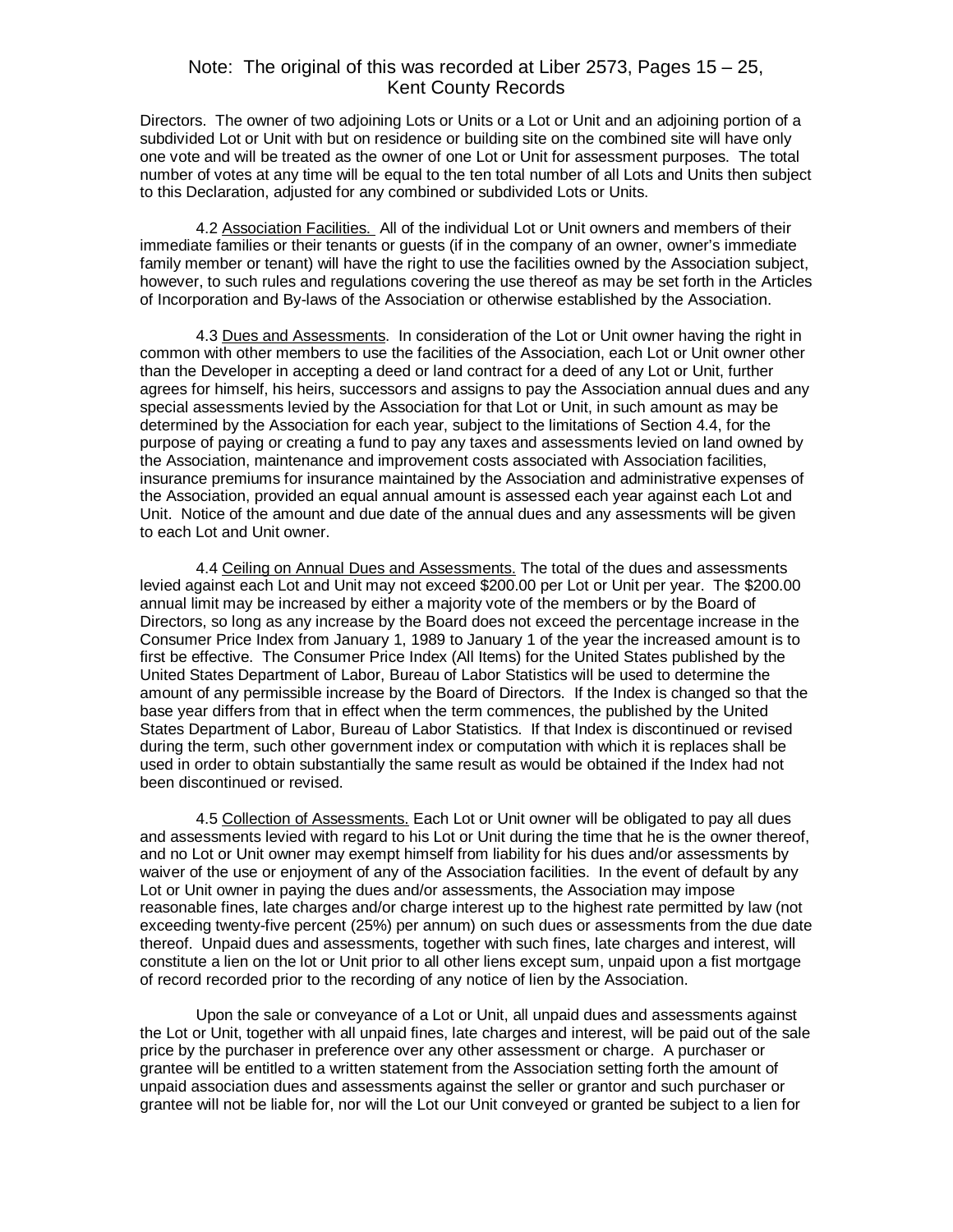Directors. The owner of two adjoining Lots or Units or a Lot or Unit and an adjoining portion of a subdivided Lot or Unit with but on residence or building site on the combined site will have only one vote and will be treated as the owner of one Lot or Unit for assessment purposes. The total number of votes at any time will be equal to the ten total number of all Lots and Units then subject to this Declaration, adjusted for any combined or subdivided Lots or Units.

4.2 Association Facilities. All of the individual Lot or Unit owners and members of their immediate families or their tenants or guests (if in the company of an owner, owner's immediate family member or tenant) will have the right to use the facilities owned by the Association subject, however, to such rules and regulations covering the use thereof as may be set forth in the Articles of Incorporation and By-laws of the Association or otherwise established by the Association.

4.3 Dues and Assessments. In consideration of the Lot or Unit owner having the right in common with other members to use the facilities of the Association, each Lot or Unit owner other than the Developer in accepting a deed or land contract for a deed of any Lot or Unit, further agrees for himself, his heirs, successors and assigns to pay the Association annual dues and any special assessments levied by the Association for that Lot or Unit, in such amount as may be determined by the Association for each year, subject to the limitations of Section 4.4, for the purpose of paying or creating a fund to pay any taxes and assessments levied on land owned by the Association, maintenance and improvement costs associated with Association facilities, insurance premiums for insurance maintained by the Association and administrative expenses of the Association, provided an equal annual amount is assessed each year against each Lot and Unit. Notice of the amount and due date of the annual dues and any assessments will be given to each Lot and Unit owner.

4.4 Ceiling on Annual Dues and Assessments. The total of the dues and assessments levied against each Lot and Unit may not exceed $200.00 per Lot or Unit per year. The $200.00 annual limit may be increased by either a majority vote of the members or by the Board of Directors, so long as any increase by the Board does not exceed the percentage increase in the Consumer Price Index from January 1, 1989 to January 1 of the year the increased amount is to first be effective. The Consumer Price Index (All Items) for the United States published by the United States Department of Labor, Bureau of Labor Statistics will be used to determine the amount of any permissible increase by the Board of Directors. If the Index is changed so that the base year differs from that in effect when the term commences, the published by the United States Department of Labor, Bureau of Labor Statistics. If that Index is discontinued or revised during the term, such other government index or computation with which it is replaces shall be used in order to obtain substantially the same result as would be obtained if the Index had not been discontinued or revised.

4.5 Collection of Assessments. Each Lot or Unit owner will be obligated to pay all dues and assessments levied with regard to his Lot or Unit during the time that he is the owner thereof, and no Lot or Unit owner may exempt himself from liability for his dues and/or assessments by waiver of the use or enjoyment of any of the Association facilities. In the event of default by any Lot or Unit owner in paying the dues and/or assessments, the Association may impose reasonable fines, late charges and/or charge interest up to the highest rate permitted by law (not exceeding twenty-five percent (25%) per annum) on such dues or assessments from the due date thereof. Unpaid dues and assessments, together with such fines, late charges and interest, will constitute a lien on the lot or Unit prior to all other liens except sum, unpaid upon a fist mortgage of record recorded prior to the recording of any notice of lien by the Association.

Upon the sale or conveyance of a Lot or Unit, all unpaid dues and assessments against the Lot or Unit, together with all unpaid fines, late charges and interest, will be paid out of the sale price by the purchaser in preference over any other assessment or charge. A purchaser or grantee will be entitled to a written statement from the Association setting forth the amount of unpaid association dues and assessments against the seller or grantor and such purchaser or grantee will not be liable for, nor will the Lot our Unit conveyed or granted be subject to a lien for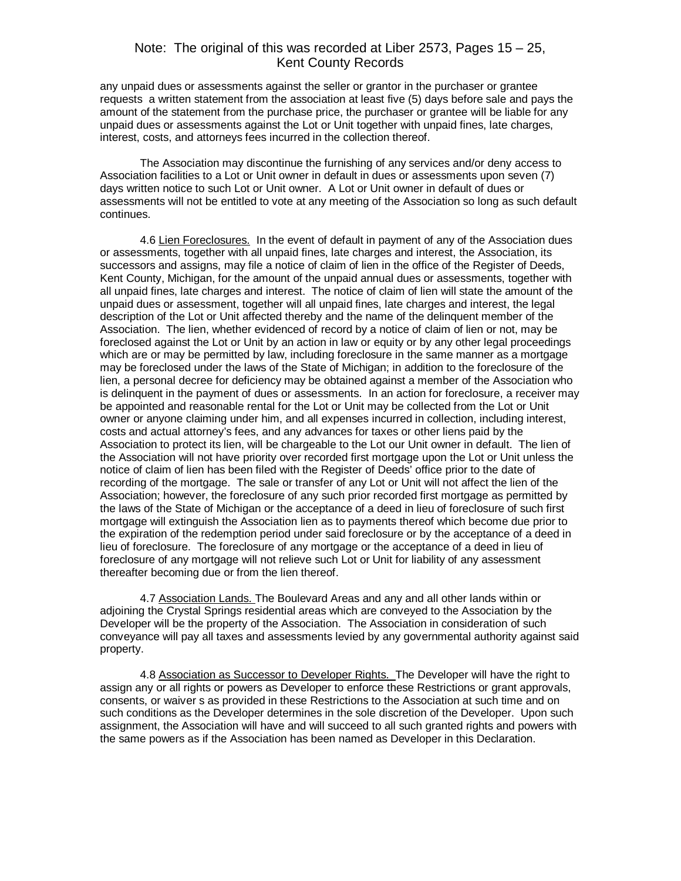any unpaid dues or assessments against the seller or grantor in the purchaser or grantee requests a written statement from the association at least five (5) days before sale and pays the amount of the statement from the purchase price, the purchaser or grantee will be liable for any unpaid dues or assessments against the Lot or Unit together with unpaid fines, late charges, interest, costs, and attorneys fees incurred in the collection thereof.

The Association may discontinue the furnishing of any services and/or deny access to Association facilities to a Lot or Unit owner in default in dues or assessments upon seven (7) days written notice to such Lot or Unit owner. A Lot or Unit owner in default of dues or assessments will not be entitled to vote at any meeting of the Association so long as such default continues.

4.6 Lien Foreclosures. In the event of default in payment of any of the Association dues or assessments, together with all unpaid fines, late charges and interest, the Association, its successors and assigns, may file a notice of claim of lien in the office of the Register of Deeds, Kent County, Michigan, for the amount of the unpaid annual dues or assessments, together with all unpaid fines, late charges and interest. The notice of claim of lien will state the amount of the unpaid dues or assessment, together will all unpaid fines, late charges and interest, the legal description of the Lot or Unit affected thereby and the name of the delinquent member of the Association. The lien, whether evidenced of record by a notice of claim of lien or not, may be foreclosed against the Lot or Unit by an action in law or equity or by any other legal proceedings which are or may be permitted by law, including foreclosure in the same manner as a mortgage may be foreclosed under the laws of the State of Michigan; in addition to the foreclosure of the lien, a personal decree for deficiency may be obtained against a member of the Association who is delinquent in the payment of dues or assessments. In an action for foreclosure, a receiver may be appointed and reasonable rental for the Lot or Unit may be collected from the Lot or Unit owner or anyone claiming under him, and all expenses incurred in collection, including interest, costs and actual attorney's fees, and any advances for taxes or other liens paid by the Association to protect its lien, will be chargeable to the Lot our Unit owner in default. The lien of the Association will not have priority over recorded first mortgage upon the Lot or Unit unless the notice of claim of lien has been filed with the Register of Deeds' office prior to the date of recording of the mortgage. The sale or transfer of any Lot or Unit will not affect the lien of the Association; however, the foreclosure of any such prior recorded first mortgage as permitted by the laws of the State of Michigan or the acceptance of a deed in lieu of foreclosure of such first mortgage will extinguish the Association lien as to payments thereof which become due prior to the expiration of the redemption period under said foreclosure or by the acceptance of a deed in lieu of foreclosure. The foreclosure of any mortgage or the acceptance of a deed in lieu of foreclosure of any mortgage will not relieve such Lot or Unit for liability of any assessment thereafter becoming due or from the lien thereof.

4.7 Association Lands. The Boulevard Areas and any and all other lands within or adjoining the Crystal Springs residential areas which are conveyed to the Association by the Developer will be the property of the Association. The Association in consideration of such conveyance will pay all taxes and assessments levied by any governmental authority against said property.

4.8 Association as Successor to Developer Rights. The Developer will have the right to assign any or all rights or powers as Developer to enforce these Restrictions or grant approvals, consents, or waiver s as provided in these Restrictions to the Association at such time and on such conditions as the Developer determines in the sole discretion of the Developer. Upon such assignment, the Association will have and will succeed to all such granted rights and powers with the same powers as if the Association has been named as Developer in this Declaration.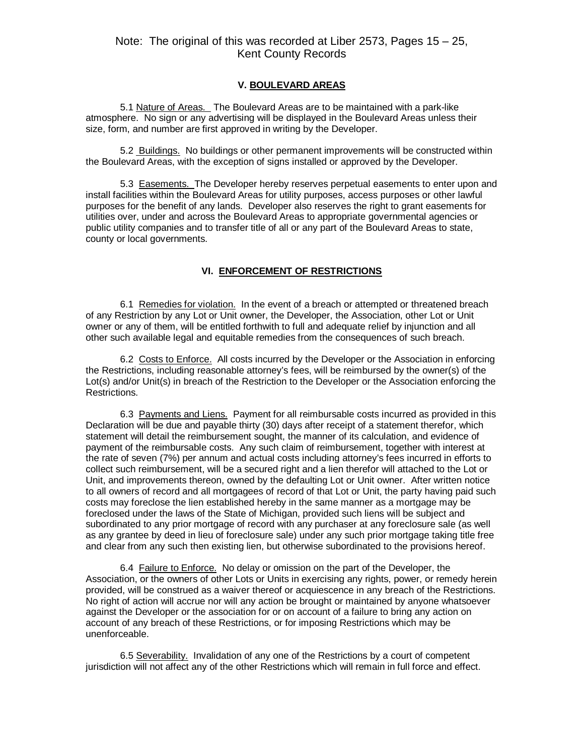Note: The original of this was recorded at Liber 2573, Pages 15 – 25, Kent County Records

## V. BOULEVARD AREAS

5.1 Nature of Areas. The Boulevard Areas are to be maintained with a park-like atmosphere. No sign or any advertising will be displayed in the Boulevard Areas unless their size, form, and number are first approved in writing by the Developer.

5.2 Buildings. No buildings or other permanent improvements will be constructed within the Boulevard Areas, with the exception of signs installed or approved by the Developer.

5.3 Easements. The Developer hereby reserves perpetual easements to enter upon and install facilities within the Boulevard Areas for utility purposes, access purposes or other lawful purposes for the benefit of any lands. Developer also reserves the right to grant easements for utilities over, under and across the Boulevard Areas to appropriate governmental agencies or public utility companies and to transfer title of all or any part of the Boulevard Areas to state, county or local governments.

## VI. ENFORCEMENT OF RESTRICTIONS

6.1 Remedies for violation. In the event of a breach or attempted or threatened breach of any Restriction by any Lot or Unit owner, the Developer, the Association, other Lot or Unit owner or any of them, will be entitled forthwith to full and adequate relief by injunction and all other such available legal and equitable remedies from the consequences of such breach.

6.2 Costs to Enforce. All costs incurred by the Developer or the Association in enforcing the Restrictions, including reasonable attorney's fees, will be reimbursed by the owner(s) of the Lot(s) and/or Unit(s) in breach of the Restriction to the Developer or the Association enforcing the Restrictions.

6.3 Payments and Liens. Payment for all reimbursable costs incurred as provided in this Declaration will be due and payable thirty (30) days after receipt of a statement therefor, which statement will detail the reimbursement sought, the manner of its calculation, and evidence of payment of the reimbursable costs. Any such claim of reimbursement, together with interest at the rate of seven (7%) per annum and actual costs including attorney's fees incurred in efforts to collect such reimbursement, will be a secured right and a lien therefor will attached to the Lot or Unit, and improvements thereon, owned by the defaulting Lot or Unit owner. After written notice to all owners of record and all mortgagees of record of that Lot or Unit, the party having paid such costs may foreclose the lien established hereby in the same manner as a mortgage may be foreclosed under the laws of the State of Michigan, provided such liens will be subject and subordinated to any prior mortgage of record with any purchaser at any foreclosure sale (as well as any grantee by deed in lieu of foreclosure sale) under any such prior mortgage taking title free and clear from any such then existing lien, but otherwise subordinated to the provisions hereof.

6.4 Failure to Enforce. No delay or omission on the part of the Developer, the Association, or the owners of other Lots or Units in exercising any rights, power, or remedy herein provided, will be construed as a waiver thereof or acquiescence in any breach of the Restrictions. No right of action will accrue nor will any action be brought or maintained by anyone whatsoever against the Developer or the association for or on account of a failure to bring any action on account of any breach of these Restrictions, or for imposing Restrictions which may be unenforceable.

6.5 Severability. Invalidation of any one of the Restrictions by a court of competent jurisdiction will not affect any of the other Restrictions which will remain in full force and effect.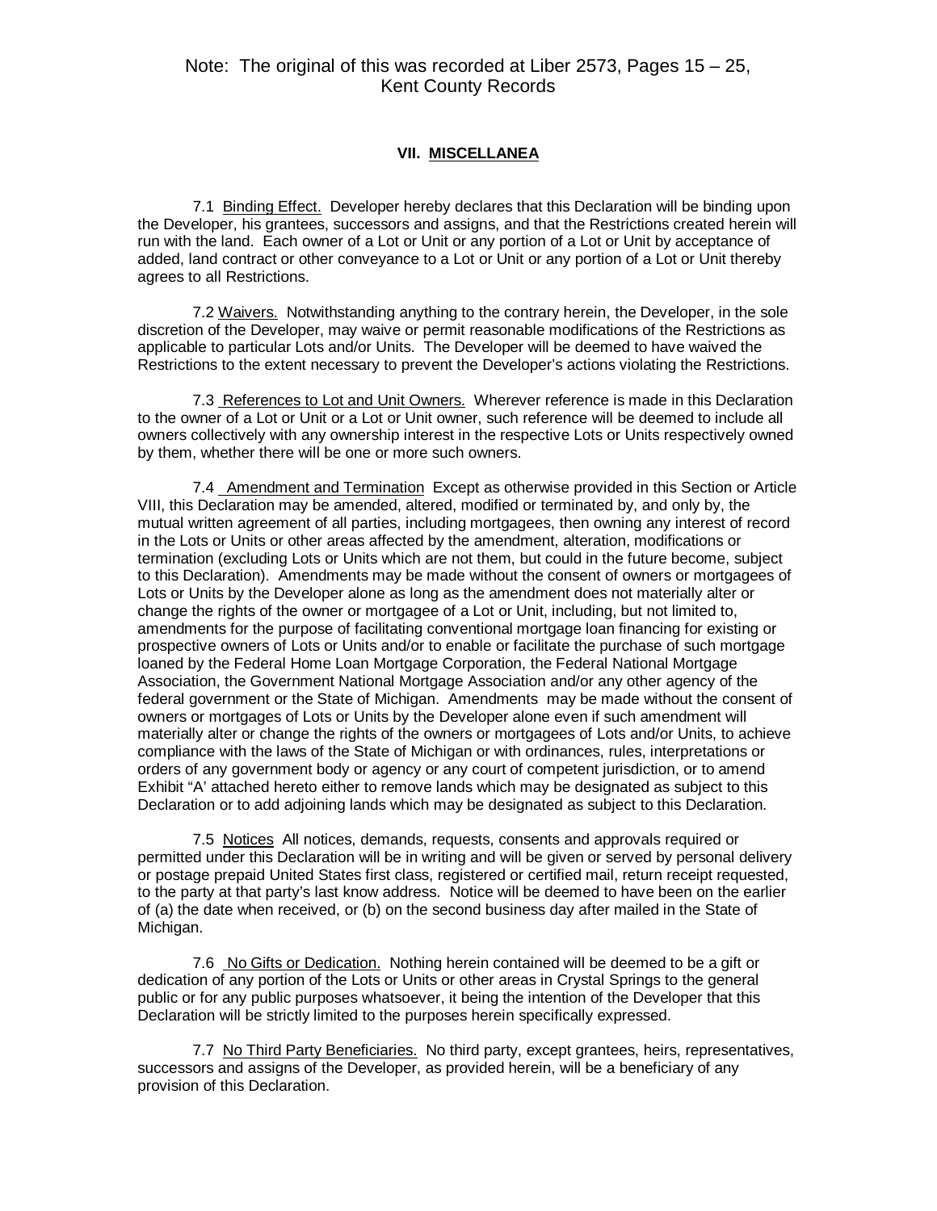Note: The original of this was recorded at Liber 2573, Pages 15 – 25, Kent County Records

## VII. MISCELLANEA

7.1 Binding Effect. Developer hereby declares that this Declaration will be binding upon the Developer, his grantees, successors and assigns, and that the Restrictions created herein will run with the land. Each owner of a Lot or Unit or any portion of a Lot or Unit by acceptance of added, land contract or other conveyance to a Lot or Unit or any portion of a Lot or Unit thereby agrees to all Restrictions.

7.2 Waivers. Notwithstanding anything to the contrary herein, the Developer, in the sole discretion of the Developer, may waive or permit reasonable modifications of the Restrictions as applicable to particular Lots and/or Units. The Developer will be deemed to have waived the Restrictions to the extent necessary to prevent the Developer's actions violating the Restrictions.

7.3 References to Lot and Unit Owners. Wherever reference is made in this Declaration to the owner of a Lot or Unit or a Lot or Unit owner, such reference will be deemed to include all owners collectively with any ownership interest in the respective Lots or Units respectively owned by them, whether there will be one or more such owners.

7.4 Amendment and Termination Except as otherwise provided in this Section or Article VIII, this Declaration may be amended, altered, modified or terminated by, and only by, the mutual written agreement of all parties, including mortgagees, then owning any interest of record in the Lots or Units or other areas affected by the amendment, alteration, modifications or termination (excluding Lots or Units which are not them, but could in the future become, subject to this Declaration). Amendments may be made without the consent of owners or mortgagees of Lots or Units by the Developer alone as long as the amendment does not materially alter or change the rights of the owner or mortgagee of a Lot or Unit, including, but not limited to, amendments for the purpose of facilitating conventional mortgage loan financing for existing or prospective owners of Lots or Units and/or to enable or facilitate the purchase of such mortgage loaned by the Federal Home Loan Mortgage Corporation, the Federal National Mortgage Association, the Government National Mortgage Association and/or any other agency of the federal government or the State of Michigan. Amendments may be made without the consent of owners or mortgages of Lots or Units by the Developer alone even if such amendment will materially alter or change the rights of the owners or mortgagees of Lots and/or Units, to achieve compliance with the laws of the State of Michigan or with ordinances, rules, interpretations or orders of any government body or agency or any court of competent jurisdiction, or to amend Exhibit "A' attached hereto either to remove lands which may be designated as subject to this Declaration or to add adjoining lands which may be designated as subject to this Declaration.

7.5 Notices All notices, demands, requests, consents and approvals required or permitted under this Declaration will be in writing and will be given or served by personal delivery or postage prepaid United States first class, registered or certified mail, return receipt requested, to the party at that party's last know address. Notice will be deemed to have been on the earlier of (a) the date when received, or (b) on the second business day after mailed in the State of Michigan.

7.6 No Gifts or Dedication. Nothing herein contained will be deemed to be a gift or dedication of any portion of the Lots or Units or other areas in Crystal Springs to the general public or for any public purposes whatsoever, it being the intention of the Developer that this Declaration will be strictly limited to the purposes herein specifically expressed.

7.7 No Third Party Beneficiaries. No third party, except grantees, heirs, representatives, successors and assigns of the Developer, as provided herein, will be a beneficiary of any provision of this Declaration.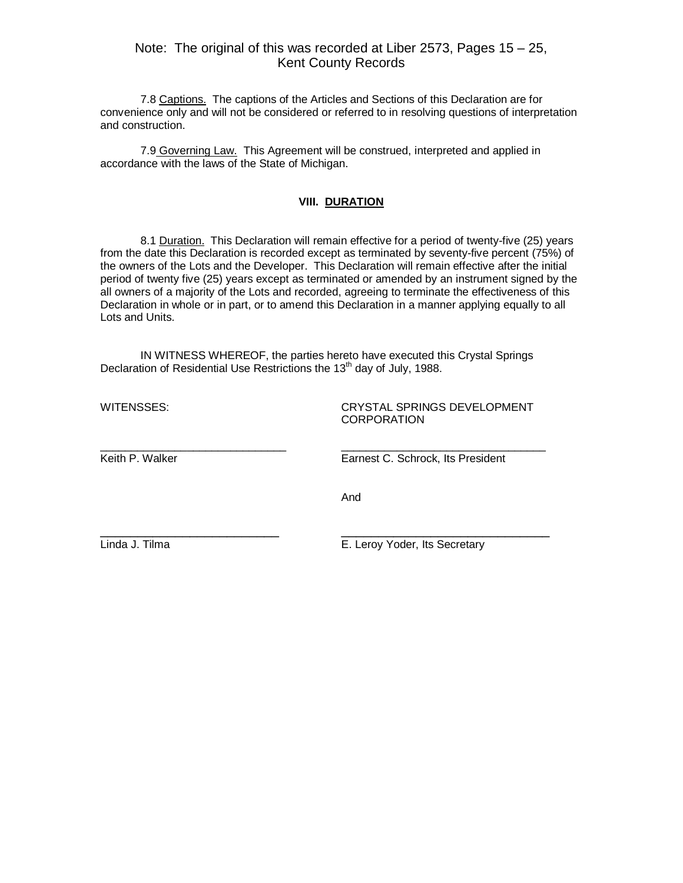Note: The original of this was recorded at Liber 2573, Pages 15 – 25, Kent County Records

7.8 Captions. The captions of the Articles and Sections of this Declaration are for convenience only and will not be considered or referred to in resolving questions of interpretation and construction.

7.9 Governing Law. This Agreement will be construed, interpreted and applied in accordance with the laws of the State of Michigan.

## VIII. DURATION

8.1 Duration. This Declaration will remain effective for a period of twenty-five (25) years from the date this Declaration is recorded except as terminated by seventy-five percent (75%) of the owners of the Lots and the Developer. This Declaration will remain effective after the initial period of twenty five (25) years except as terminated or amended by an instrument signed by the all owners of a majority of the Lots and recorded, agreeing to terminate the effectiveness of this Declaration in whole or in part, or to amend this Declaration in a manner applying equally to all Lots and Units.

IN WITNESS WHEREOF, the parties hereto have executed this Crystal Springs Declaration of Residential Use Restrictions the 13th day of July, 1988.

WITENSSES:

CRYSTAL SPRINGS DEVELOPMENT CORPORATION

______________________________
Keith P. Walker

______________________________
Earnest C. Schrock, Its President

And

______________________________
Linda J. Tilma

______________________________
E. Leroy Yoder, Its Secretary